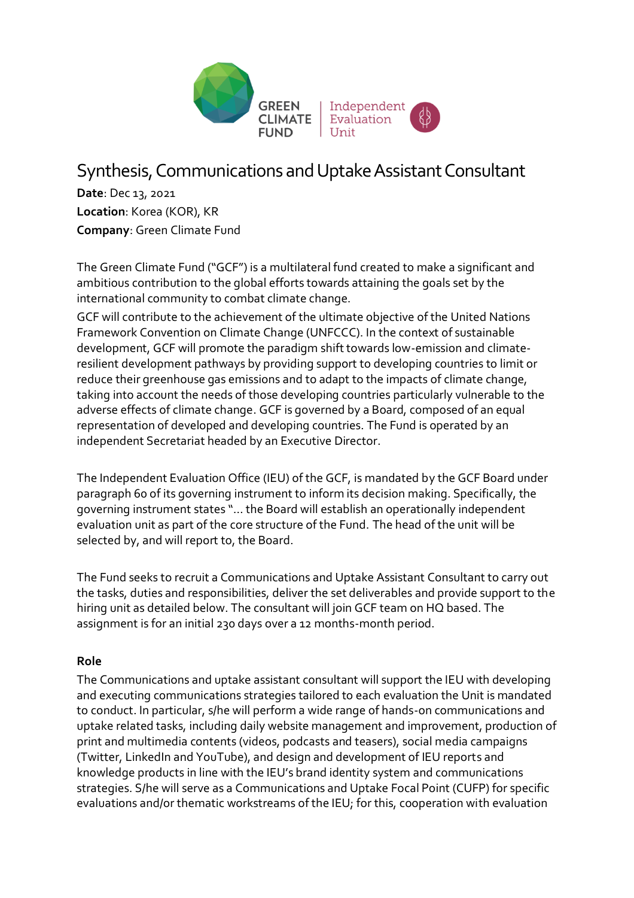# Synthesis, Communications and Uptake Assistant Consultant

**Date**: Dec 13, 2021
**Location**: Korea (KOR), KR
**Company**: Green Climate Fund

The Green Climate Fund ("GCF") is a multilateral fund created to make a significant and ambitious contribution to the global efforts towards attaining the goals set by the international community to combat climate change.

GCF will contribute to the achievement of the ultimate objective of the United Nations Framework Convention on Climate Change (UNFCCC). In the context of sustainable development, GCF will promote the paradigm shift towards low-emission and climate-resilient development pathways by providing support to developing countries to limit or reduce their greenhouse gas emissions and to adapt to the impacts of climate change, taking into account the needs of those developing countries particularly vulnerable to the adverse effects of climate change. GCF is governed by a Board, composed of an equal representation of developed and developing countries. The Fund is operated by an independent Secretariat headed by an Executive Director.

The Independent Evaluation Office (IEU) of the GCF, is mandated by the GCF Board under paragraph 60 of its governing instrument to inform its decision making. Specifically, the governing instrument states "... the Board will establish an operationally independent evaluation unit as part of the core structure of the Fund. The head of the unit will be selected by, and will report to, the Board.

The Fund seeks to recruit a Communications and Uptake Assistant Consultant to carry out the tasks, duties and responsibilities, deliver the set deliverables and provide support to the hiring unit as detailed below. The consultant will join GCF team on HQ based. The assignment is for an initial 230 days over a 12 months-month period.

### Role

The Communications and uptake assistant consultant will support the IEU with developing and executing communications strategies tailored to each evaluation the Unit is mandated to conduct. In particular, s/he will perform a wide range of hands-on communications and uptake related tasks, including daily website management and improvement, production of print and multimedia contents (videos, podcasts and teasers), social media campaigns (Twitter, LinkedIn and YouTube), and design and development of IEU reports and knowledge products in line with the IEU's brand identity system and communications strategies. S/he will serve as a Communications and Uptake Focal Point (CUFP) for specific evaluations and/or thematic workstreams of the IEU; for this, cooperation with evaluation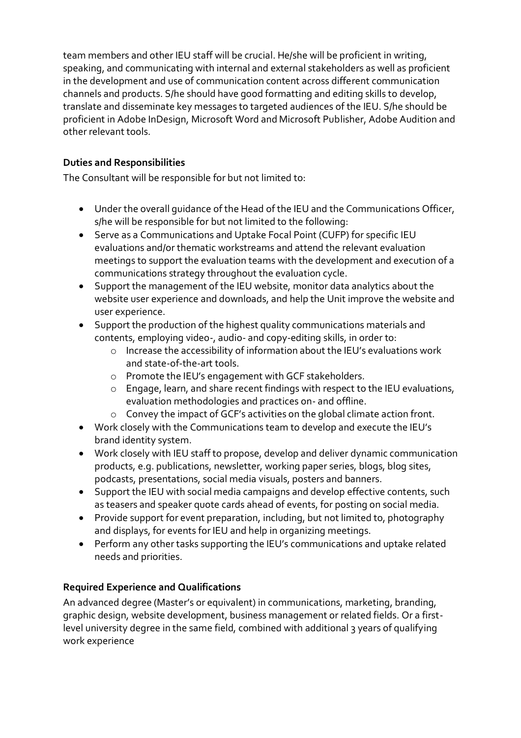team members and other IEU staff will be crucial. He/she will be proficient in writing, speaking, and communicating with internal and external stakeholders as well as proficient in the development and use of communication content across different communication channels and products. S/he should have good formatting and editing skills to develop, translate and disseminate key messages to targeted audiences of the IEU. S/he should be proficient in Adobe InDesign, Microsoft Word and Microsoft Publisher, Adobe Audition and other relevant tools.

**Duties and Responsibilities**

The Consultant will be responsible for but not limited to:

- Under the overall guidance of the Head of the IEU and the Communications Officer, s/he will be responsible for but not limited to the following:
- Serve as a Communications and Uptake Focal Point (CUFP) for specific IEU evaluations and/or thematic workstreams and attend the relevant evaluation meetings to support the evaluation teams with the development and execution of a communications strategy throughout the evaluation cycle.
- Support the management of the IEU website, monitor data analytics about the website user experience and downloads, and help the Unit improve the website and user experience.
- Support the production of the highest quality communications materials and contents, employing video-, audio- and copy-editing skills, in order to:
    - Increase the accessibility of information about the IEU's evaluations work and state-of-the-art tools.
    - Promote the IEU's engagement with GCF stakeholders.
    - Engage, learn, and share recent findings with respect to the IEU evaluations, evaluation methodologies and practices on- and offline.
    - Convey the impact of GCF's activities on the global climate action front.
- Work closely with the Communications team to develop and execute the IEU's brand identity system.
- Work closely with IEU staff to propose, develop and deliver dynamic communication products, e.g. publications, newsletter, working paper series, blogs, blog sites, podcasts, presentations, social media visuals, posters and banners.
- Support the IEU with social media campaigns and develop effective contents, such as teasers and speaker quote cards ahead of events, for posting on social media.
- Provide support for event preparation, including, but not limited to, photography and displays, for events for IEU and help in organizing meetings.
- Perform any other tasks supporting the IEU's communications and uptake related needs and priorities.

**Required Experience and Qualifications**

An advanced degree (Master's or equivalent) in communications, marketing, branding, graphic design, website development, business management or related fields. Or a first-level university degree in the same field, combined with additional 3 years of qualifying work experience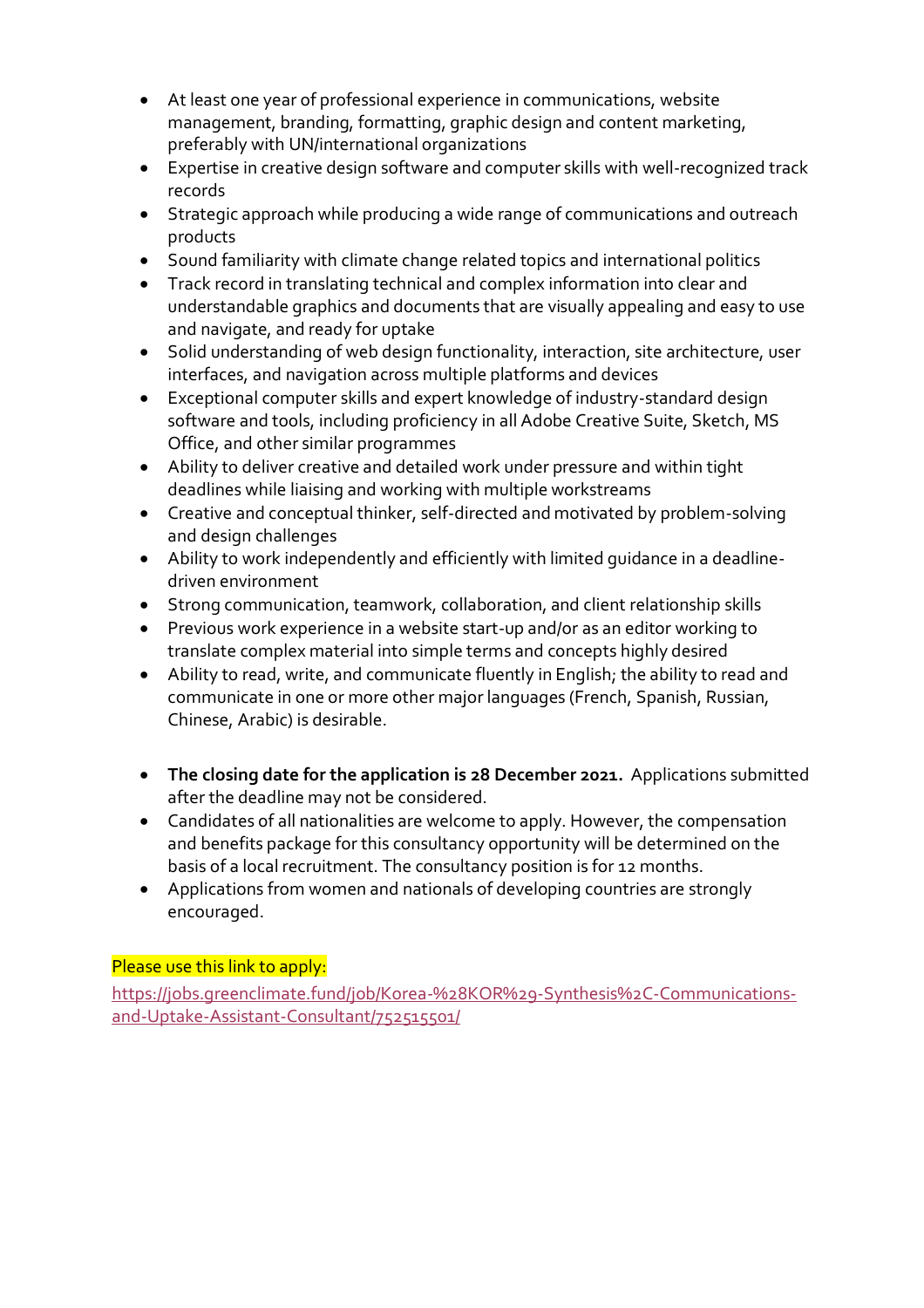- At least one year of professional experience in communications, website management, branding, formatting, graphic design and content marketing, preferably with UN/international organizations
- Expertise in creative design software and computer skills with well-recognized track records
- Strategic approach while producing a wide range of communications and outreach products
- Sound familiarity with climate change related topics and international politics
- Track record in translating technical and complex information into clear and understandable graphics and documents that are visually appealing and easy to use and navigate, and ready for uptake
- Solid understanding of web design functionality, interaction, site architecture, user interfaces, and navigation across multiple platforms and devices
- Exceptional computer skills and expert knowledge of industry-standard design software and tools, including proficiency in all Adobe Creative Suite, Sketch, MS Office, and other similar programmes
- Ability to deliver creative and detailed work under pressure and within tight deadlines while liaising and working with multiple workstreams
- Creative and conceptual thinker, self-directed and motivated by problem-solving and design challenges
- Ability to work independently and efficiently with limited guidance in a deadline-driven environment
- Strong communication, teamwork, collaboration, and client relationship skills
- Previous work experience in a website start-up and/or as an editor working to translate complex material into simple terms and concepts highly desired
- Ability to read, write, and communicate fluently in English; the ability to read and communicate in one or more other major languages (French, Spanish, Russian, Chinese, Arabic) is desirable.

- **The closing date for the application is 28 December 2021.** Applications submitted after the deadline may not be considered.
- Candidates of all nationalities are welcome to apply. However, the compensation and benefits package for this consultancy opportunity will be determined on the basis of a local recruitment. The consultancy position is for 12 months.
- Applications from women and nationals of developing countries are strongly encouraged.

Please use this link to apply:

https://jobs.greenclimate.fund/job/Korea-%28KOR%29-Synthesis%2C-Communications-and-Uptake-Assistant-Consultant/752515501/